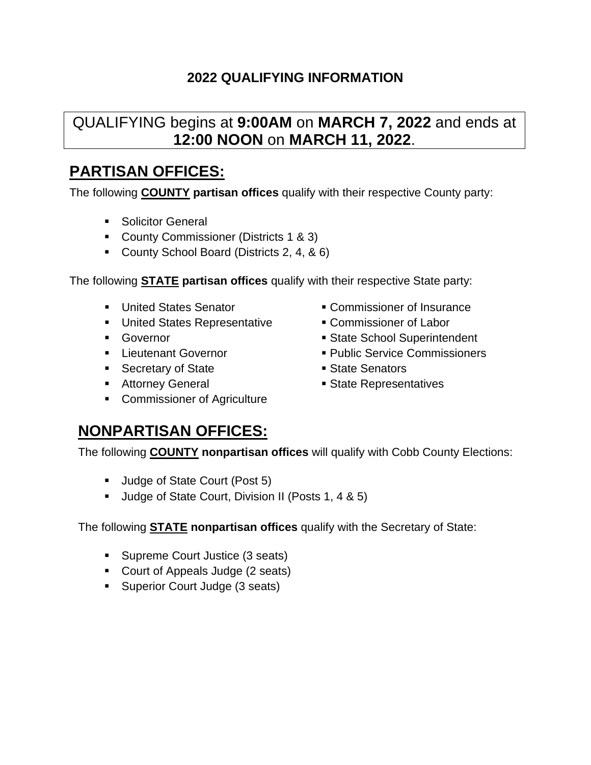# 2022 QUALIFYING INFORMATION

QUALIFYING begins at **9:00AM** on **MARCH 7, 2022** and ends at **12:00 NOON** on **MARCH 11, 2022**.

## PARTISAN OFFICES:

The following **COUNTY partisan offices** qualify with their respective County party:

- Solicitor General
- County Commissioner (Districts 1 & 3)
- County School Board (Districts 2, 4, & 6)

The following **STATE partisan offices** qualify with their respective State party:

- United States Senator
- United States Representative
- Governor
- Lieutenant Governor
- Secretary of State
- Attorney General
- Commissioner of Agriculture
- Commissioner of Insurance
- Commissioner of Labor
- State School Superintendent
- Public Service Commissioners
- State Senators
- State Representatives

## NONPARTISAN OFFICES:

The following **COUNTY nonpartisan offices** will qualify with Cobb County Elections:

- Judge of State Court (Post 5)
- Judge of State Court, Division II (Posts 1, 4 & 5)

The following **STATE nonpartisan offices** qualify with the Secretary of State:

- Supreme Court Justice (3 seats)
- Court of Appeals Judge (2 seats)
- Superior Court Judge (3 seats)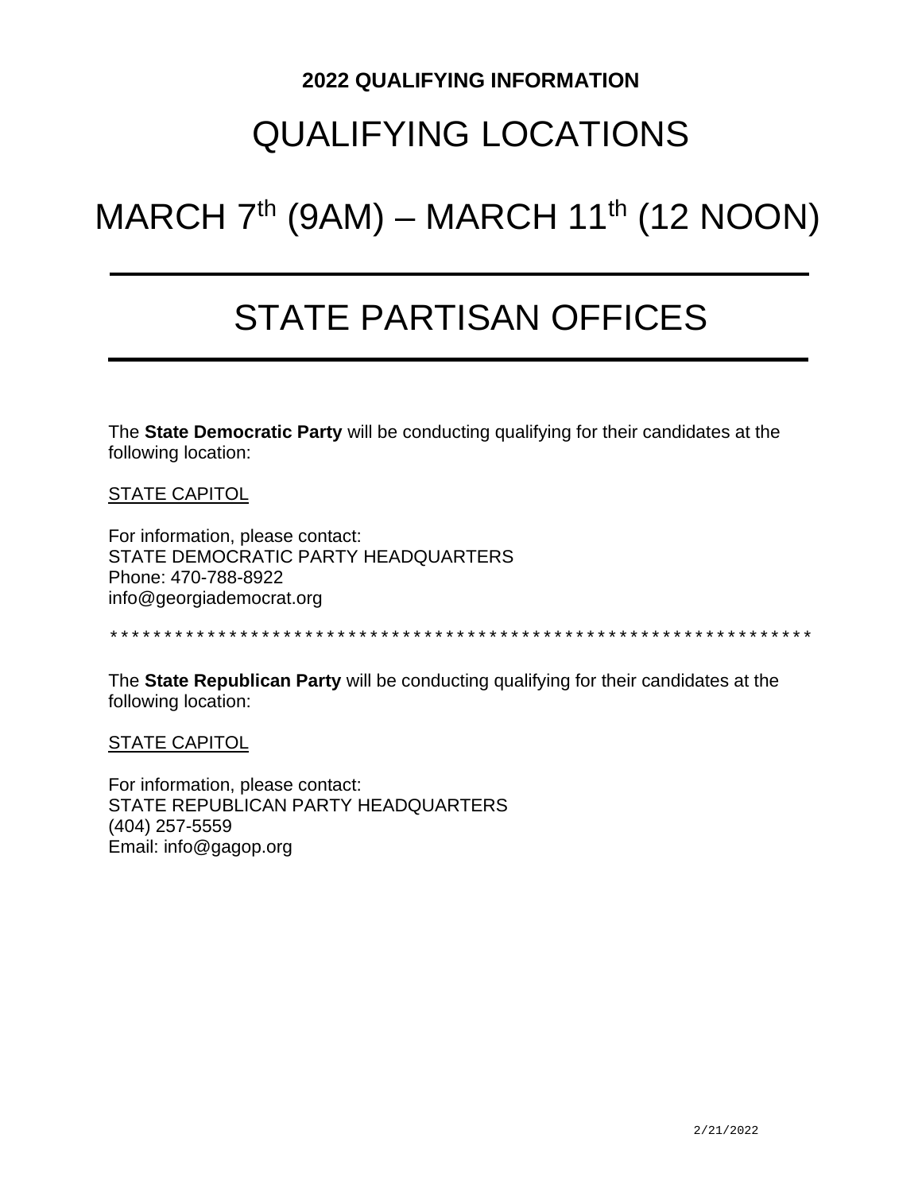**2022 QUALIFYING INFORMATION**

# QUALIFYING LOCATIONS

# MARCH 7th (9AM) – MARCH 11th (12 NOON)

---

# STATE PARTISAN OFFICES

---

The **State Democratic Party** will be conducting qualifying for their candidates at the following location:

STATE CAPITOL

For information, please contact:
STATE DEMOCRATIC PARTY HEADQUARTERS
Phone: 470-788-8922
info@georgiademocrat.org

*****************************************************************

The **State Republican Party** will be conducting qualifying for their candidates at the following location:

STATE CAPITOL

For information, please contact:
STATE REPUBLICAN PARTY HEADQUARTERS
(404) 257-5559
Email: info@gagop.org

2/21/2022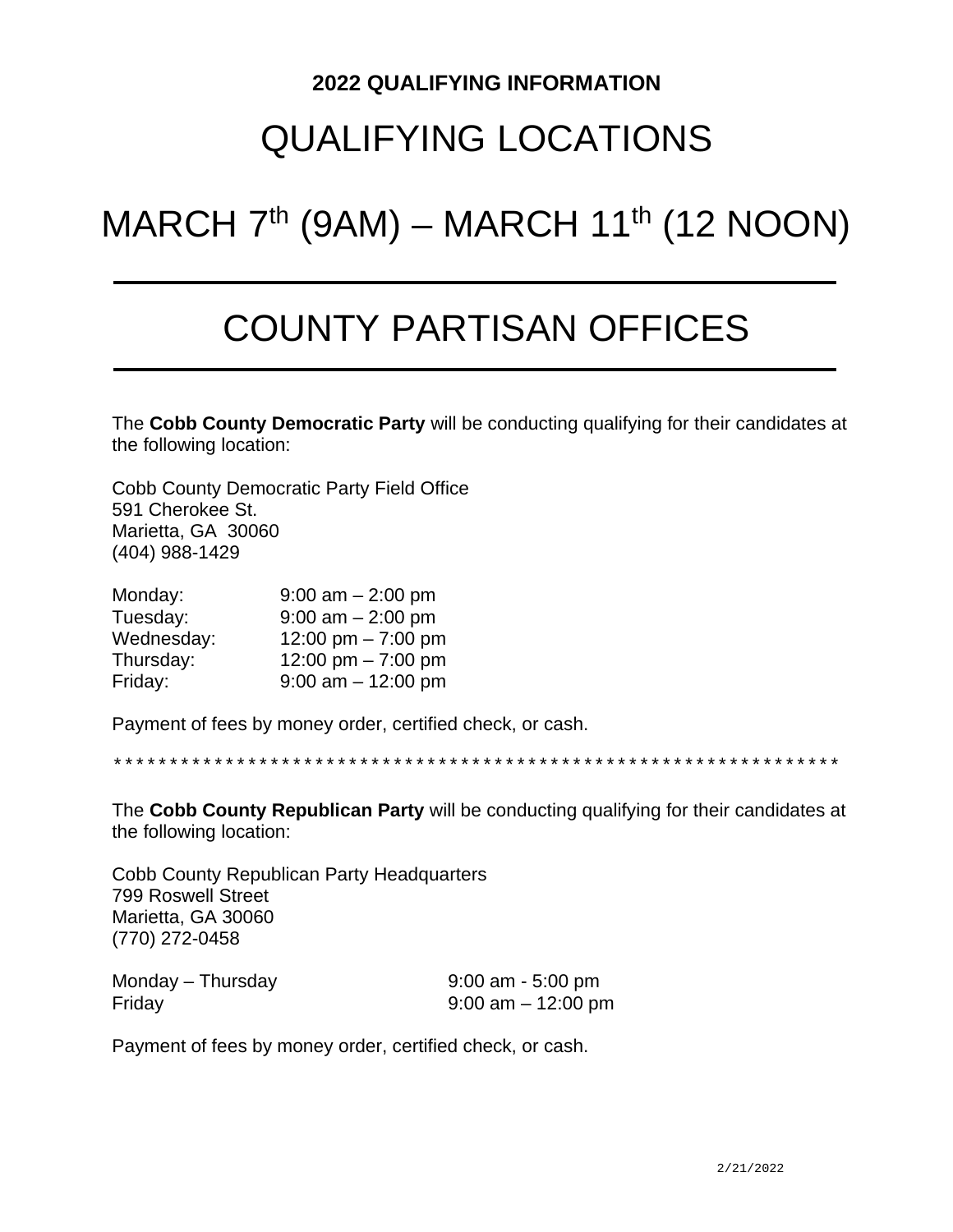**2022 QUALIFYING INFORMATION**

# QUALIFYING LOCATIONS

# MARCH 7th (9AM) – MARCH 11th (12 NOON)

---

# COUNTY PARTISAN OFFICES

---

The **Cobb County Democratic Party** will be conducting qualifying for their candidates at the following location:

Cobb County Democratic Party Field Office
591 Cherokee St.
Marietta, GA 30060
(404) 988-1429

| | |
|---|---|
| Monday: | 9:00 am – 2:00 pm |
| Tuesday: | 9:00 am – 2:00 pm |
| Wednesday: | 12:00 pm – 7:00 pm |
| Thursday: | 12:00 pm – 7:00 pm |
| Friday: | 9:00 am – 12:00 pm |

Payment of fees by money order, certified check, or cash.

*****************************************************************

The **Cobb County Republican Party** will be conducting qualifying for their candidates at the following location:

Cobb County Republican Party Headquarters
799 Roswell Street
Marietta, GA 30060
(770) 272-0458

| | |
|---|---|
| Monday – Thursday | 9:00 am - 5:00 pm |
| Friday | 9:00 am – 12:00 pm |

Payment of fees by money order, certified check, or cash.

2/21/2022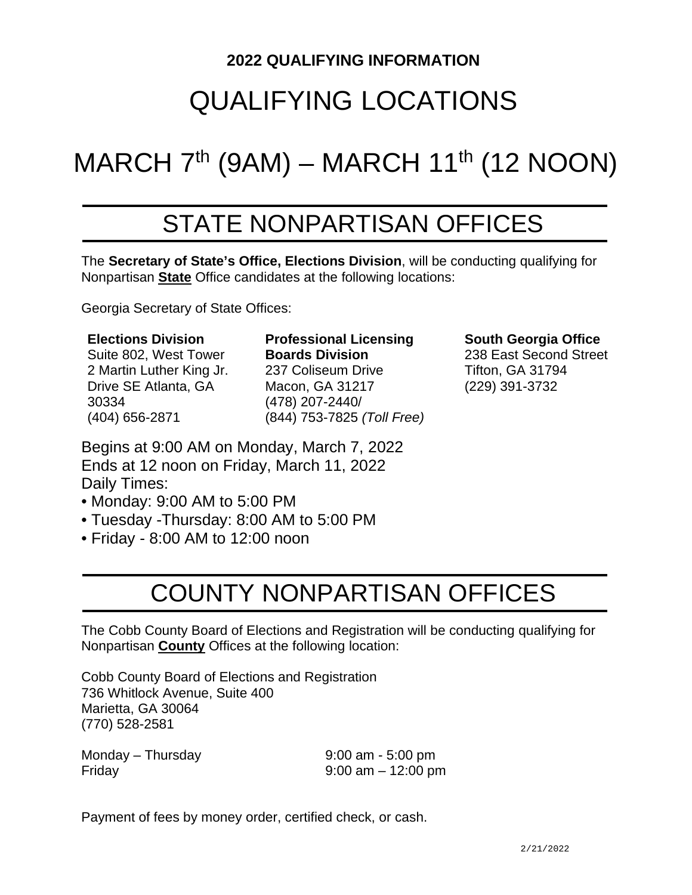**2022 QUALIFYING INFORMATION**

# QUALIFYING LOCATIONS

# MARCH 7$^{th}$ (9AM) – MARCH 11$^{th}$ (12 NOON)

## STATE NONPARTISAN OFFICES

The **Secretary of State's Office, Elections Division**, will be conducting qualifying for Nonpartisan **State** Office candidates at the following locations:

Georgia Secretary of State Offices:

**Elections Division**
Suite 802, West Tower
2 Martin Luther King Jr. Drive SE Atlanta, GA 30334
(404) 656-2871

**Professional Licensing Boards Division**
237 Coliseum Drive
Macon, GA 31217
(478) 207-2440/
(844) 753-7825 *(Toll Free)*

**South Georgia Office**
238 East Second Street
Tifton, GA 31794
(229) 391-3732

Begins at 9:00 AM on Monday, March 7, 2022
Ends at 12 noon on Friday, March 11, 2022
Daily Times:

- Monday: 9:00 AM to 5:00 PM
- Tuesday -Thursday: 8:00 AM to 5:00 PM
- Friday - 8:00 AM to 12:00 noon

## COUNTY NONPARTISAN OFFICES

The Cobb County Board of Elections and Registration will be conducting qualifying for Nonpartisan **County** Offices at the following location:

Cobb County Board of Elections and Registration
736 Whitlock Avenue, Suite 400
Marietta, GA 30064
(770) 528-2581

| | |
|---|---|
| Monday – Thursday | 9:00 am - 5:00 pm |
| Friday | 9:00 am – 12:00 pm |

Payment of fees by money order, certified check, or cash.

2/21/2022